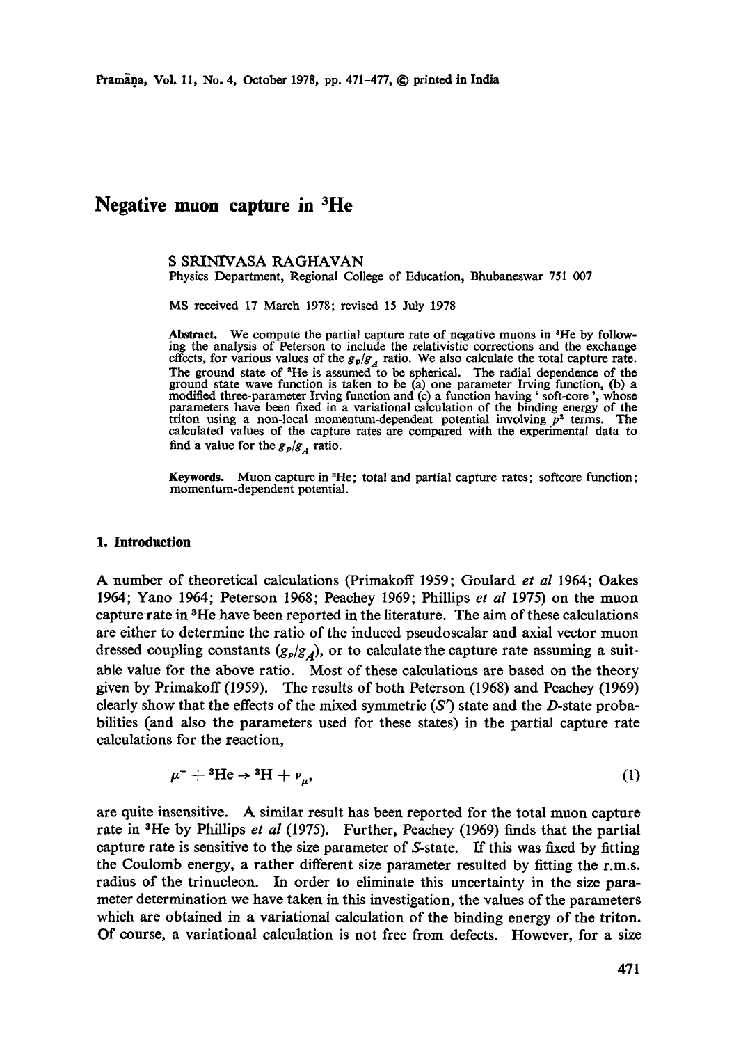# Negative muon capture in $^3$He

S SRINIVASA RAGHAVAN

Physics Department, Regional College of Education, Bhubaneswar 751 007

MS received 17 March 1978; revised 15 July 1978

**Abstract.** We compute the partial capture rate of negative muons in $^3$He by following the analysis of Peterson to include the relativistic corrections and the exchange effects, for various values of the $g_P/g_A$ ratio. We also calculate the total capture rate. The ground state of $^3$He is assumed to be spherical. The radial dependence of the ground state wave function is taken to be (a) one parameter Irving function, (b) a modified three-parameter Irving function and (c) a function having 'soft-core', whose parameters have been fixed in a variational calculation of the binding energy of the triton using a non-local momentum-dependent potential involving $p^2$ terms. The calculated values of the capture rates are compared with the experimental data to find a value for the $g_P/g_A$ ratio.

**Keywords.** Muon capture in $^3$He; total and partial capture rates; softcore function; momentum-dependent potential.

## 1. Introduction

A number of theoretical calculations (Primakoff 1959; Goulard *et al* 1964; Oakes 1964; Yano 1964; Peterson 1968; Peachey 1969; Phillips *et al* 1975) on the muon capture rate in $^3$He have been reported in the literature. The aim of these calculations are either to determine the ratio of the induced pseudoscalar and axial vector muon dressed coupling constants ($g_P/g_A$), or to calculate the capture rate assuming a suitable value for the above ratio. Most of these calculations are based on the theory given by Primakoff (1959). The results of both Peterson (1968) and Peachey (1969) clearly show that the effects of the mixed symmetric ($S'$) state and the $D$-state probabilities (and also the parameters used for these states) in the partial capture rate calculations for the reaction,

$$\mu^- + {}^3\text{He} \rightarrow {}^3\text{H} + \nu_\mu, \tag{1}$$

are quite insensitive. A similar result has been reported for the total muon capture rate in $^3$He by Phillips *et al* (1975). Further, Peachey (1969) finds that the partial capture rate is sensitive to the size parameter of $S$-state. If this was fixed by fitting the Coulomb energy, a rather different size parameter resulted by fitting the r.m.s. radius of the trinucleon. In order to eliminate this uncertainty in the size parameter determination we have taken in this investigation, the values of the parameters which are obtained in a variational calculation of the binding energy of the triton. Of course, a variational calculation is not free from defects. However, for a size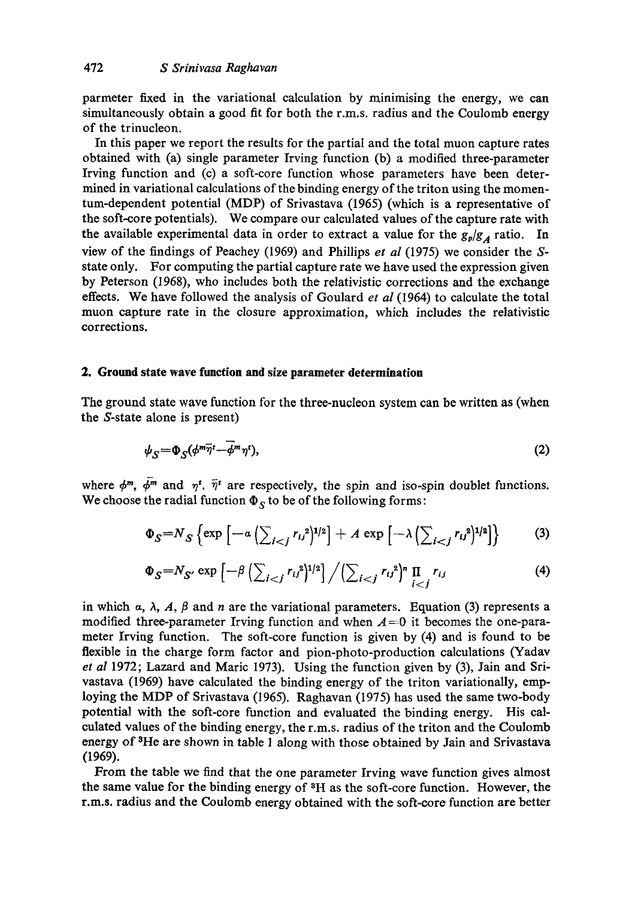parmeter fixed in the variational calculation by minimising the energy, we can simultaneously obtain a good fit for both the r.m.s. radius and the Coulomb energy of the trinucleon.

In this paper we report the results for the partial and the total muon capture rates obtained with (a) single parameter Irving function (b) a modified three-parameter Irving function and (c) a soft-core function whose parameters have been determined in variational calculations of the binding energy of the triton using the momentum-dependent potential (MDP) of Srivastava (1965) (which is a representative of the soft-core potentials). We compare our calculated values of the capture rate with the available experimental data in order to extract a value for the $g_p/g_A$ ratio. In view of the findings of Peachey (1969) and Phillips *et al* (1975) we consider the $S$-state only. For computing the partial capture rate we have used the expression given by Peterson (1968), who includes both the relativistic corrections and the exchange effects. We have followed the analysis of Goulard *et al* (1964) to calculate the total muon capture rate in the closure approximation, which includes the relativistic corrections.

## 2. Ground state wave function and size parameter determination

The ground state wave function for the three-nucleon system can be written as (when the $S$-state alone is present)

$$\psi_S = \Phi_S(\phi^m \bar{\eta}^t - \bar{\phi}^m \eta^t), \tag{2}$$

where $\phi^m$, $\bar{\phi}^m$ and $\eta^t$, $\bar{\eta}^t$ are respectively, the spin and iso-spin doublet functions. We choose the radial function $\Phi_S$ to be of the following forms:

$$\Phi_S = N_S \left\{ \exp\left[-\alpha\left(\sum_{i<j} r_{ij}^2\right)^{1/2}\right] + A \exp\left[-\lambda\left(\sum_{i<j} r_{ij}^2\right)^{1/2}\right] \right\} \tag{3}$$

$$\Phi_S = N_{S'} \exp\left[-\beta\left(\sum_{i<j} r_{ij}^2\right)^{1/2}\right] \Big/ \left(\sum_{i<j} r_{ij}^2\right)^n \prod_{i<j} r_{ij} \tag{4}$$

in which $\alpha$, $\lambda$, $A$, $\beta$ and $n$ are the variational parameters. Equation (3) represents a modified three-parameter Irving function and when $A=0$ it becomes the one-parameter Irving function. The soft-core function is given by (4) and is found to be flexible in the charge form factor and pion-photo-production calculations (Yadav *et al* 1972; Lazard and Maric 1973). Using the function given by (3), Jain and Srivastava (1969) have calculated the binding energy of the triton variationally, employing the MDP of Srivastava (1965). Raghavan (1975) has used the same two-body potential with the soft-core function and evaluated the binding energy. His calculated values of the binding energy, the r.m.s. radius of the triton and the Coulomb energy of $^3$He are shown in table 1 along with those obtained by Jain and Srivastava (1969).

From the table we find that the one parameter Irving wave function gives almost the same value for the binding energy of $^3$H as the soft-core function. However, the r.m.s. radius and the Coulomb energy obtained with the soft-core function are better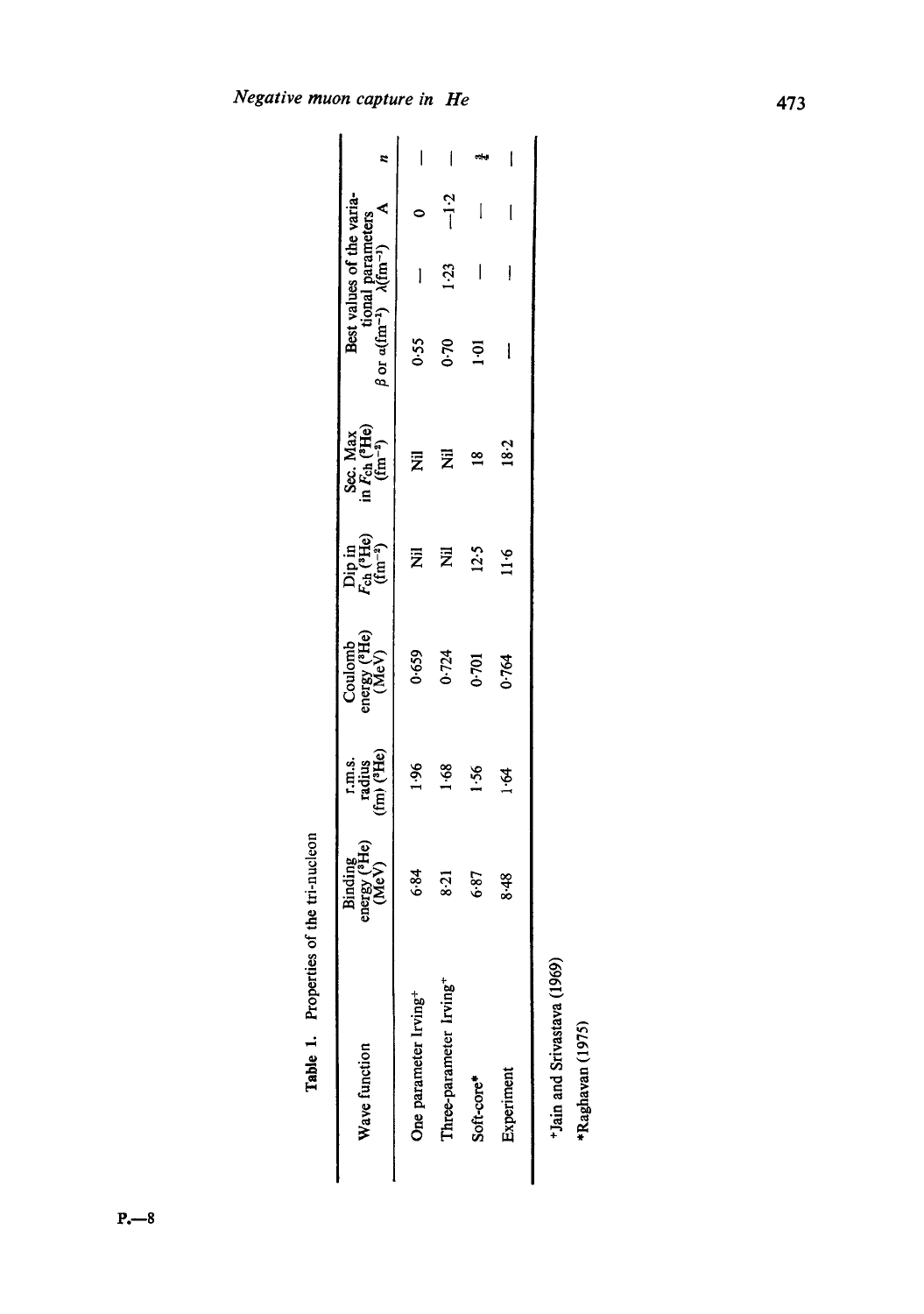**Table 1.** Properties of the tri-nucleon

| Wave function | Binding energy ($^3$He) (MeV) | r.m.s. radius (fm) ($^3$He) | Coulomb energy ($^3$He) (MeV) | Dip in $F_{ch}$ ($^3$He) (fm$^{-2}$) | Sec. Max in $F_{ch}$ ($^3$He) (fm$^{-2}$) | Best values of the variational parameters $\beta$ or $\alpha$(fm$^{-1}$) | $\lambda$(fm$^{-1}$) | A | $n$ |
|---|---|---|---|---|---|---|---|---|---|
| One parameter Irving[+] | 6·84 | 1·96 | 0·659 | Nil | Nil | 0·55 | — | 0 | — |
| Three-parameter Irving[+] | 8·21 | 1·68 | 0·724 | Nil | Nil | 0·70 | 1·23 | −1·2 | — |
| Soft-core* | 6·87 | 1·56 | 0·701 | 12·5 | 18 | 1·01 | — | — | $\frac{3}{4}$ |
| Experiment | 8·48 | 1·64 | 0·764 | 11·6 | 18·2 | — | — | — | — |

[+]Jain and Srivastava (1969)

*Raghavan (1975)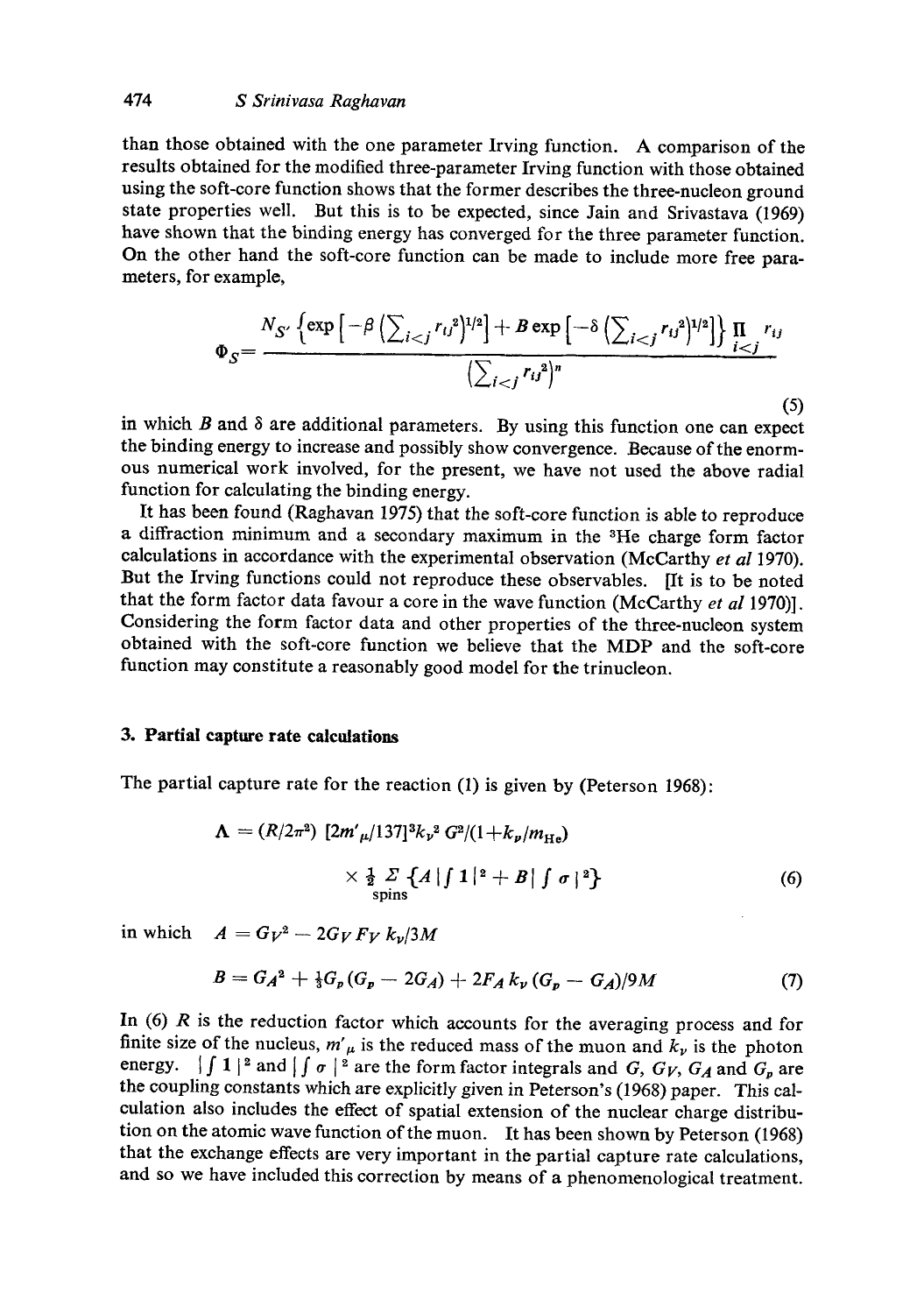than those obtained with the one parameter Irving function. A comparison of the results obtained for the modified three-parameter Irving function with those obtained using the soft-core function shows that the former describes the three-nucleon ground state properties well. But this is to be expected, since Jain and Srivastava (1969) have shown that the binding energy has converged for the three parameter function. On the other hand the soft-core function can be made to include more free parameters, for example,

$$\Phi_S = \frac{N_{S'} \left\{ \exp\left[-\beta \left(\sum_{i<j} r_{ij}^2\right)^{1/2}\right] + B \exp\left[-\delta \left(\sum_{i<j} r_{ij}^2\right)^{1/2}\right] \right\} \prod_{i<j} r_{ij}}{\left(\sum_{i<j} r_{ij}^2\right)^n} \tag{5}$$

in which $B$ and $\delta$ are additional parameters. By using this function one can expect the binding energy to increase and possibly show convergence. Because of the enormous numerical work involved, for the present, we have not used the above radial function for calculating the binding energy.

It has been found (Raghavan 1975) that the soft-core function is able to reproduce a diffraction minimum and a secondary maximum in the $^3$He charge form factor calculations in accordance with the experimental observation (McCarthy *et al* 1970). But the Irving functions could not reproduce these observables. [It is to be noted that the form factor data favour a core in the wave function (McCarthy *et al* 1970)]. Considering the form factor data and other properties of the three-nucleon system obtained with the soft-core function we believe that the MDP and the soft-core function may constitute a reasonably good model for the trinucleon.

## 3. Partial capture rate calculations

The partial capture rate for the reaction (1) is given by (Peterson 1968):

$$\Lambda = (R/2\pi^2)\,[2m'_\mu/137]^3 k_\nu^2\, G^2/(1+k_\nu/m_{\mathrm{He}}) \times \tfrac{1}{2} \sum_{\text{spins}} \{A\,|\textstyle\int 1|^2 + B\,|\int \sigma|^2\} \tag{6}$$

in which $A = G_V^2 - 2G_V F_V k_\nu/3M$

$$B = G_A^2 + \tfrac{1}{3}G_p(G_p - 2G_A) + 2F_A k_\nu (G_p - G_A)/9M \tag{7}$$

In (6) $R$ is the reduction factor which accounts for the averaging process and for finite size of the nucleus, $m'_\mu$ is the reduced mass of the muon and $k_\nu$ is the photon energy. $|\int 1|^2$ and $|\int \sigma|^2$ are the form factor integrals and $G$, $G_V$, $G_A$ and $G_p$ are the coupling constants which are explicitly given in Peterson's (1968) paper. This calculation also includes the effect of spatial extension of the nuclear charge distribution on the atomic wave function of the muon. It has been shown by Peterson (1968) that the exchange effects are very important in the partial capture rate calculations, and so we have included this correction by means of a phenomenological treatment.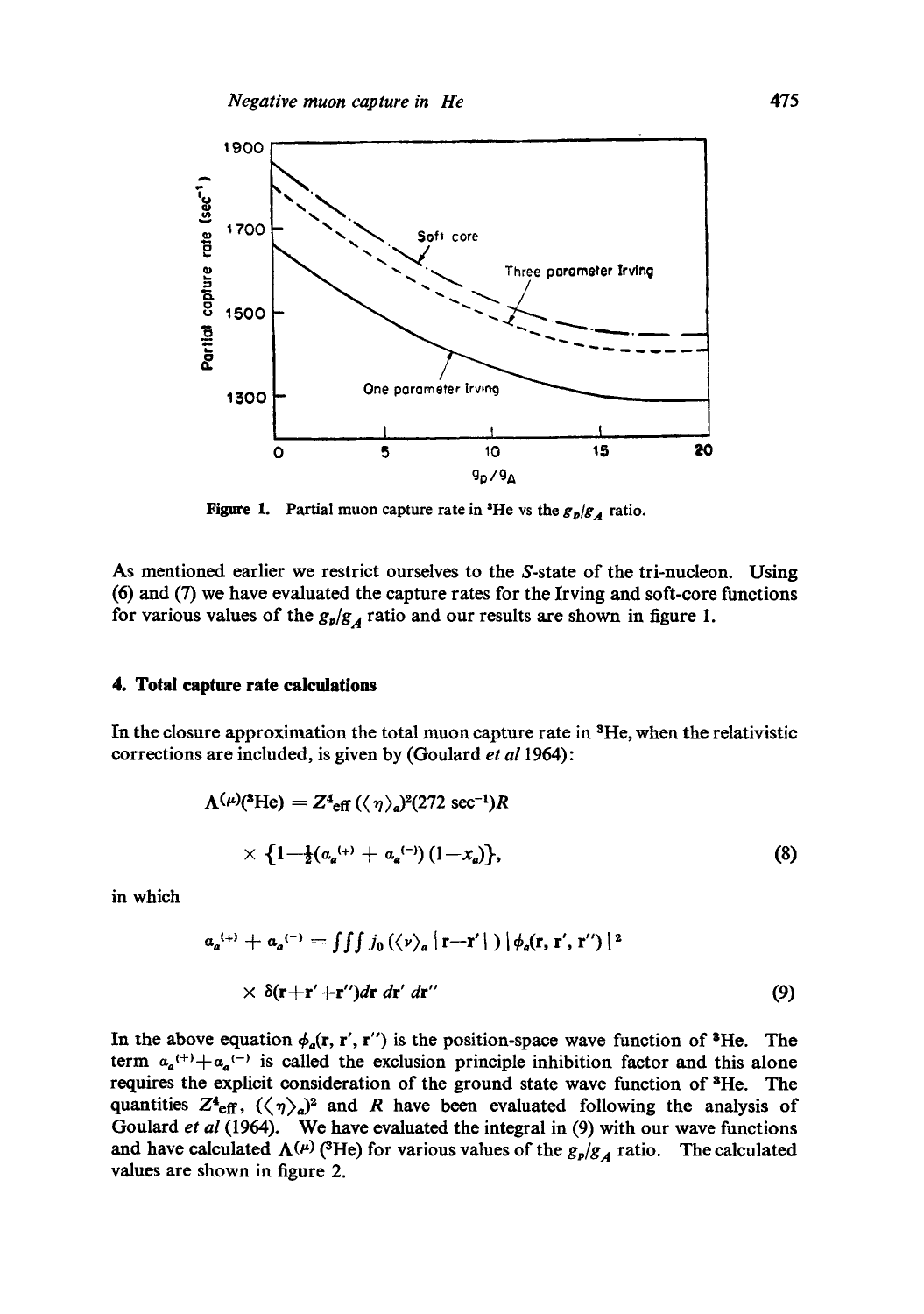Figure 1. Partial muon capture rate in $^3$He vs the $g_p/g_A$ ratio.

As mentioned earlier we restrict ourselves to the *S*-state of the tri-nucleon. Using (6) and (7) we have evaluated the capture rates for the Irving and soft-core functions for various values of the $g_p/g_A$ ratio and our results are shown in figure 1.

## 4. Total capture rate calculations

In the closure approximation the total muon capture rate in $^3$He, when the relativistic corrections are included, is given by (Goulard *et al* 1964):

$$\Lambda^{(\mu)}(^3\text{He}) = Z^4_{\text{eff}} (\langle \eta \rangle_a)^2 (272 \text{ sec}^{-1}) R \times \{1 - \tfrac{1}{2}(a_a^{(+)} + a_a^{(-)})(1 - x_a)\}, \tag{8}$$

in which

$$a_a^{(+)} + a_a^{(-)} = \iiint j_0(\langle \nu \rangle_a |\mathbf{r} - \mathbf{r}'|) \, |\phi_a(\mathbf{r}, \mathbf{r}', \mathbf{r}'')|^2 \times \delta(\mathbf{r} + \mathbf{r}' + \mathbf{r}'') d\mathbf{r} \, d\mathbf{r}' \, d\mathbf{r}'' \tag{9}$$

In the above equation $\phi_a(\mathbf{r}, \mathbf{r}', \mathbf{r}'')$ is the position-space wave function of $^3$He. The term $a_a^{(+)} + a_a^{(-)}$ is called the exclusion principle inhibition factor and this alone requires the explicit consideration of the ground state wave function of $^3$He. The quantities $Z^4_{\text{eff}}$, $(\langle \eta \rangle_a)^2$ and $R$ have been evaluated following the analysis of Goulard *et al* (1964). We have evaluated the integral in (9) with our wave functions and have calculated $\Lambda^{(\mu)}$ ($^3$He) for various values of the $g_p/g_A$ ratio. The calculated values are shown in figure 2.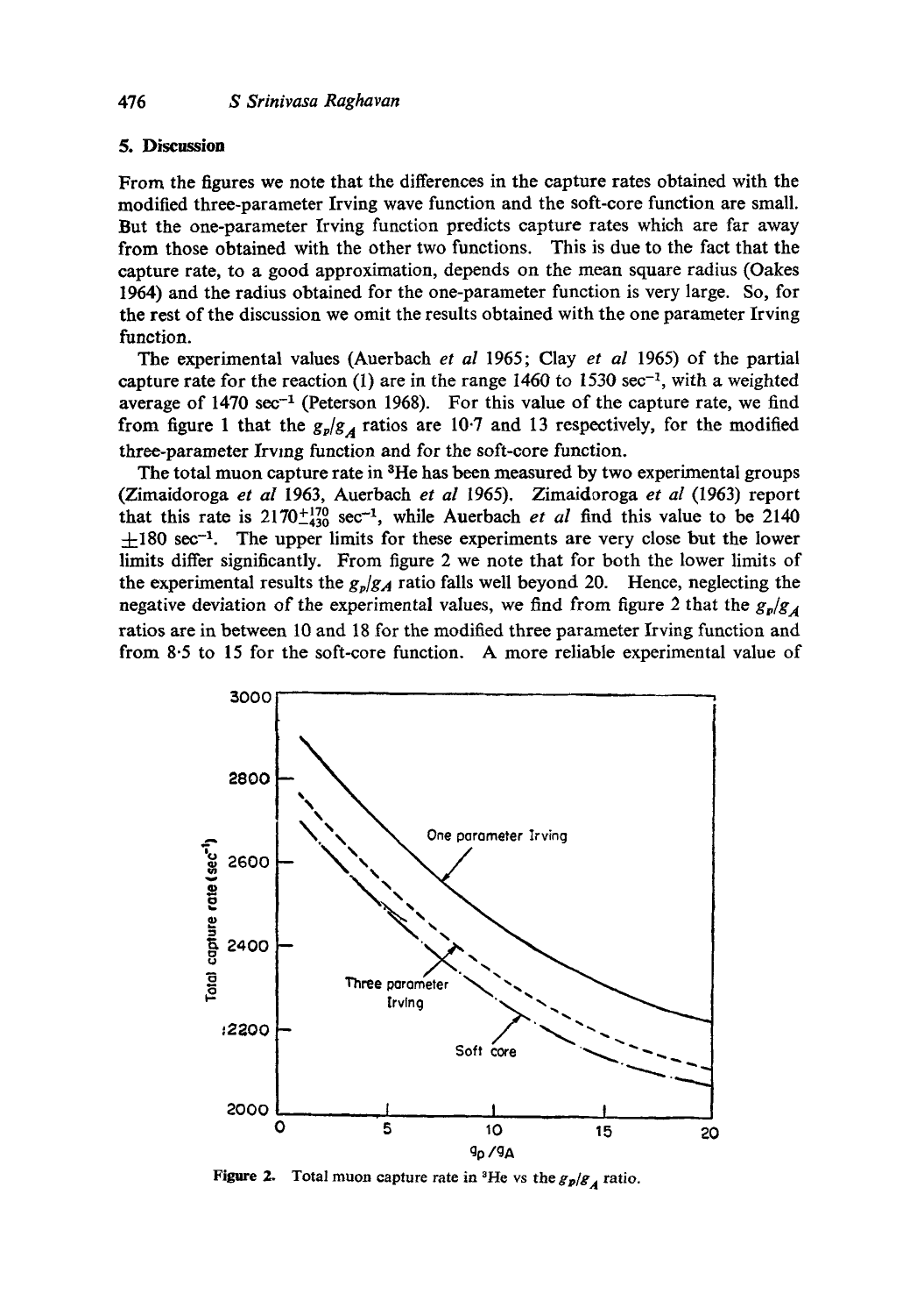## 5. Discussion

From the figures we note that the differences in the capture rates obtained with the modified three-parameter Irving wave function and the soft-core function are small. But the one-parameter Irving function predicts capture rates which are far away from those obtained with the other two functions. This is due to the fact that the capture rate, to a good approximation, depends on the mean square radius (Oakes 1964) and the radius obtained for the one-parameter function is very large. So, for the rest of the discussion we omit the results obtained with the one parameter Irving function.

The experimental values (Auerbach *et al* 1965; Clay *et al* 1965) of the partial capture rate for the reaction (1) are in the range 1460 to 1530 $\text{sec}^{-1}$, with a weighted average of 1470 $\text{sec}^{-1}$ (Peterson 1968). For this value of the capture rate, we find from figure 1 that the $g_p/g_A$ ratios are 10·7 and 13 respectively, for the modified three-parameter Irving function and for the soft-core function.

The total muon capture rate in $^3$He has been measured by two experimental groups (Zimaidoroga *et al* 1963, Auerbach *et al* 1965). Zimaidoroga *et al* (1963) report that this rate is $2170^{+170}_{-430}$ $\text{sec}^{-1}$, while Auerbach *et al* find this value to be 2140 $\pm 180$ $\text{sec}^{-1}$. The upper limits for these experiments are very close but the lower limits differ significantly. From figure 2 we note that for both the lower limits of the experimental results the $g_p/g_A$ ratio falls well beyond 20. Hence, neglecting the negative deviation of the experimental values, we find from figure 2 that the $g_p/g_A$ ratios are in between 10 and 18 for the modified three parameter Irving function and from 8·5 to 15 for the soft-core function. A more reliable experimental value of

**Figure 2.** Total muon capture rate in $^3$He vs the $g_p/g_A$ ratio.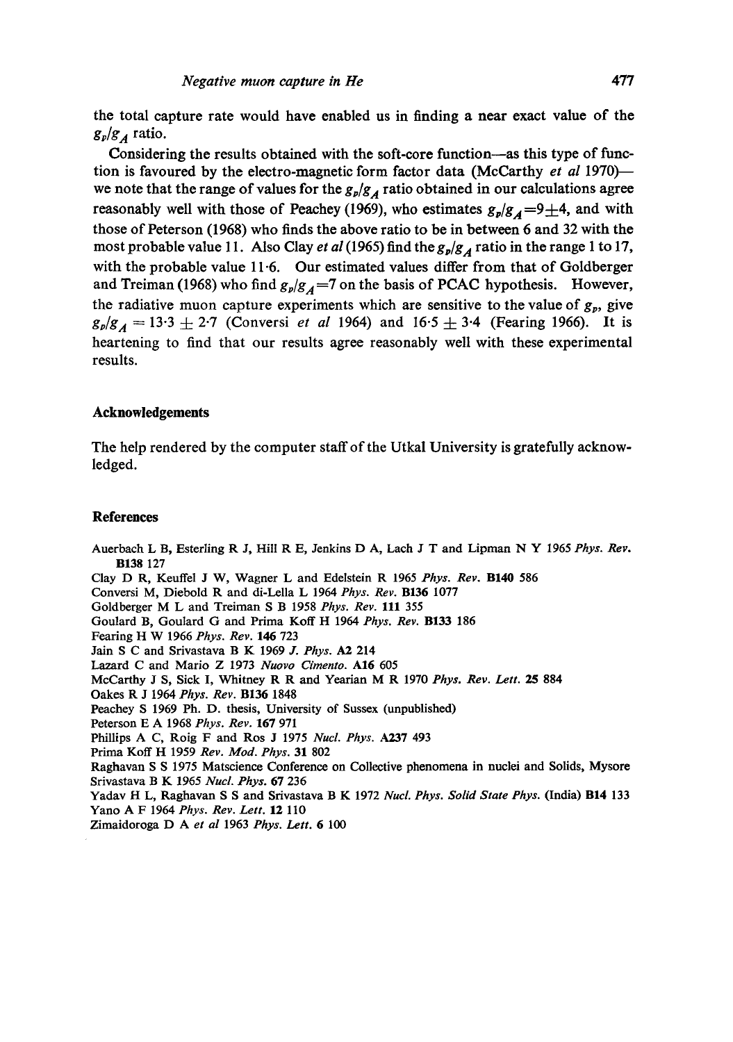the total capture rate would have enabled us in finding a near exact value of the $g_p/g_A$ ratio.

Considering the results obtained with the soft-core function—as this type of function is favoured by the electro-magnetic form factor data (McCarthy *et al* 1970)—we note that the range of values for the $g_p/g_A$ ratio obtained in our calculations agree reasonably well with those of Peachey (1969), who estimates $g_p/g_A = 9 \pm 4$, and with those of Peterson (1968) who finds the above ratio to be in between 6 and 32 with the most probable value 11. Also Clay *et al* (1965) find the $g_p/g_A$ ratio in the range 1 to 17, with the probable value 11·6. Our estimated values differ from that of Goldberger and Treiman (1968) who find $g_p/g_A = 7$ on the basis of PCAC hypothesis. However, the radiative muon capture experiments which are sensitive to the value of $g_p$, give $g_p/g_A = 13{\cdot}3 \pm 2{\cdot}7$ (Conversi *et al* 1964) and $16{\cdot}5 \pm 3{\cdot}4$ (Fearing 1966). It is heartening to find that our results agree reasonably well with these experimental results.

## Acknowledgements

The help rendered by the computer staff of the Utkal University is gratefully acknowledged.

## References

Auerbach L B, Esterling R J, Hill R E, Jenkins D A, Lach J T and Lipman N Y 1965 *Phys. Rev.* **B138** 127

Clay D R, Keuffel J W, Wagner L and Edelstein R 1965 *Phys. Rev.* **B140** 586

Conversi M, Diebold R and di-Lella L 1964 *Phys. Rev.* **B136** 1077

Goldberger M L and Treiman S B 1958 *Phys. Rev.* **111** 355

Goulard B, Goulard G and Prima Koff H 1964 *Phys. Rev.* **B133** 186

Fearing H W 1966 *Phys. Rev.* **146** 723

Jain S C and Srivastava B K 1969 *J. Phys.* **A2** 214

Lazard C and Mario Z 1973 *Nuovo Cimento.* **A16** 605

McCarthy J S, Sick I, Whitney R R and Yearian M R 1970 *Phys. Rev. Lett.* **25** 884

Oakes R J 1964 *Phys. Rev.* **B136** 1848

Peachey S 1969 Ph. D. thesis, University of Sussex (unpublished)

Peterson E A 1968 *Phys. Rev.* **167** 971

Phillips A C, Roig F and Ros J 1975 *Nucl. Phys.* **A237** 493

Prima Koff H 1959 *Rev. Mod. Phys.* **31** 802

Raghavan S S 1975 Matscience Conference on Collective phenomena in nuclei and Solids, Mysore

Srivastava B K 1965 *Nucl. Phys.* **67** 236

Yadav H L, Raghavan S S and Srivastava B K 1972 *Nucl. Phys. Solid State Phys.* (India) **B14** 133

Yano A F 1964 *Phys. Rev. Lett.* **12** 110

Zimaidoroga D A *et al* 1963 *Phys. Lett.* **6** 100